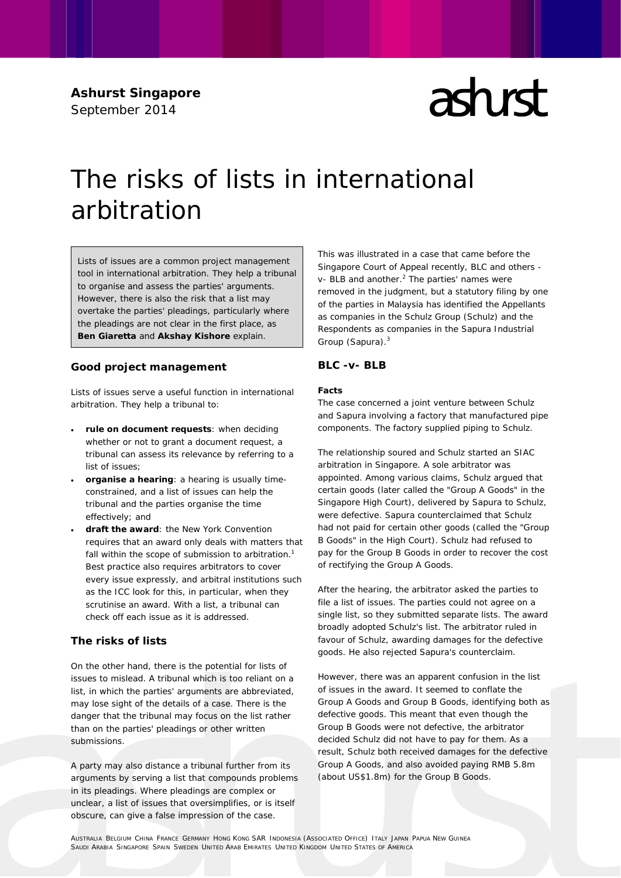**Ashurst Singapore**
September 2014

# The risks of lists in international arbitration

Lists of issues are a common project management tool in international arbitration. They help a tribunal to organise and assess the parties' arguments. However, there is also the risk that a list may overtake the parties' pleadings, particularly where the pleadings are not clear in the first place, as **Ben Giaretta** and **Akshay Kishore** explain.

## Good project management

Lists of issues serve a useful function in international arbitration. They help a tribunal to:

- **rule on document requests**: when deciding whether or not to grant a document request, a tribunal can assess its relevance by referring to a list of issues;
- **organise a hearing**: a hearing is usually time-constrained, and a list of issues can help the tribunal and the parties organise the time effectively; and
- **draft the award**: the New York Convention requires that an award only deals with matters that fall within the scope of submission to arbitration.[1] Best practice also requires arbitrators to cover every issue expressly, and arbitral institutions such as the ICC look for this, in particular, when they scrutinise an award. With a list, a tribunal can check off each issue as it is addressed.

## The risks of lists

On the other hand, there is the potential for lists of issues to mislead. A tribunal which is too reliant on a list, in which the parties' arguments are abbreviated, may lose sight of the details of a case. There is the danger that the tribunal may focus on the list rather than on the parties' pleadings or other written submissions.

A party may also distance a tribunal further from its arguments by serving a list that compounds problems in its pleadings. Where pleadings are complex or unclear, a list of issues that oversimplifies, or is itself obscure, can give a false impression of the case.

This was illustrated in a case that came before the Singapore Court of Appeal recently, BLC and others -v- BLB and another.[2] The parties' names were removed in the judgment, but a statutory filing by one of the parties in Malaysia has identified the Appellants as companies in the Schulz Group (Schulz) and the Respondents as companies in the Sapura Industrial Group (Sapura).[3]

## BLC -v- BLB

### Facts

The case concerned a joint venture between Schulz and Sapura involving a factory that manufactured pipe components. The factory supplied piping to Schulz.

The relationship soured and Schulz started an SIAC arbitration in Singapore. A sole arbitrator was appointed. Among various claims, Schulz argued that certain goods (later called the "Group A Goods" in the Singapore High Court), delivered by Sapura to Schulz, were defective. Sapura counterclaimed that Schulz had not paid for certain other goods (called the "Group B Goods" in the High Court). Schulz had refused to pay for the Group B Goods in order to recover the cost of rectifying the Group A Goods.

After the hearing, the arbitrator asked the parties to file a list of issues. The parties could not agree on a single list, so they submitted separate lists. The award broadly adopted Schulz's list. The arbitrator ruled in favour of Schulz, awarding damages for the defective goods. He also rejected Sapura's counterclaim.

However, there was an apparent confusion in the list of issues in the award. It seemed to conflate the Group A Goods and Group B Goods, identifying both as defective goods. This meant that even though the Group B Goods were not defective, the arbitrator decided Schulz did not have to pay for them. As a result, Schulz both received damages for the defective Group A Goods, and also avoided paying RMB 5.8m (about US$1.8m) for the Group B Goods.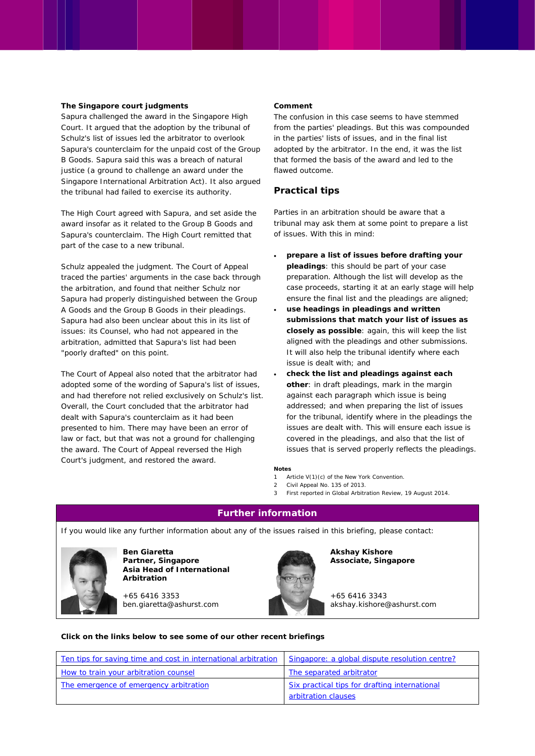**The Singapore court judgments**

Sapura challenged the award in the Singapore High Court. It argued that the adoption by the tribunal of Schulz's list of issues led the arbitrator to overlook Sapura's counterclaim for the unpaid cost of the Group B Goods. Sapura said this was a breach of natural justice (a ground to challenge an award under the Singapore International Arbitration Act). It also argued the tribunal had failed to exercise its authority.

The High Court agreed with Sapura, and set aside the award insofar as it related to the Group B Goods and Sapura's counterclaim. The High Court remitted that part of the case to a new tribunal.

Schulz appealed the judgment. The Court of Appeal traced the parties' arguments in the case back through the arbitration, and found that neither Schulz nor Sapura had properly distinguished between the Group A Goods and the Group B Goods in their pleadings. Sapura had also been unclear about this in its list of issues: its Counsel, who had not appeared in the arbitration, admitted that Sapura's list had been "poorly drafted" on this point.

The Court of Appeal also noted that the arbitrator had adopted some of the wording of Sapura's list of issues, and had therefore not relied exclusively on Schulz's list. Overall, the Court concluded that the arbitrator had dealt with Sapura's counterclaim as it had been presented to him. There may have been an error of law or fact, but that was not a ground for challenging the award. The Court of Appeal reversed the High Court's judgment, and restored the award.

**Comment**

The confusion in this case seems to have stemmed from the parties' pleadings. But this was compounded in the parties' lists of issues, and in the final list adopted by the arbitrator. In the end, it was the list that formed the basis of the award and led to the flawed outcome.

## Practical tips

Parties in an arbitration should be aware that a tribunal may ask them at some point to prepare a list of issues. With this in mind:

- **prepare a list of issues before drafting your pleadings**: this should be part of your case preparation. Although the list will develop as the case proceeds, starting it at an early stage will help ensure the final list and the pleadings are aligned;
- **use headings in pleadings and written submissions that match your list of issues as closely as possible**: again, this will keep the list aligned with the pleadings and other submissions. It will also help the tribunal identify where each issue is dealt with; and
- **check the list and pleadings against each other**: in draft pleadings, mark in the margin against each paragraph which issue is being addressed; and when preparing the list of issues for the tribunal, identify where in the pleadings the issues are dealt with. This will ensure each issue is covered in the pleadings, and also that the list of issues that is served properly reflects the pleadings.

**Notes**

1 Article V(1)(c) of the New York Convention.
2 Civil Appeal No. 135 of 2013.
3 First reported in Global Arbitration Review, 19 August 2014.

## Further information

If you would like any further information about any of the issues raised in this briefing, please contact:

**Ben Giaretta**
**Partner, Singapore**
**Asia Head of International Arbitration**

+65 6416 3353
ben.giaretta@ashurst.com

**Akshay Kishore**
**Associate, Singapore**

+65 6416 3343
akshay.kishore@ashurst.com

**Click on the links below to see some of our other recent briefings**

| | |
|---|---|
| Ten tips for saving time and cost in international arbitration | Singapore: a global dispute resolution centre? |
| How to train your arbitration counsel | The separated arbitrator |
| The emergence of emergency arbitration | Six practical tips for drafting international arbitration clauses |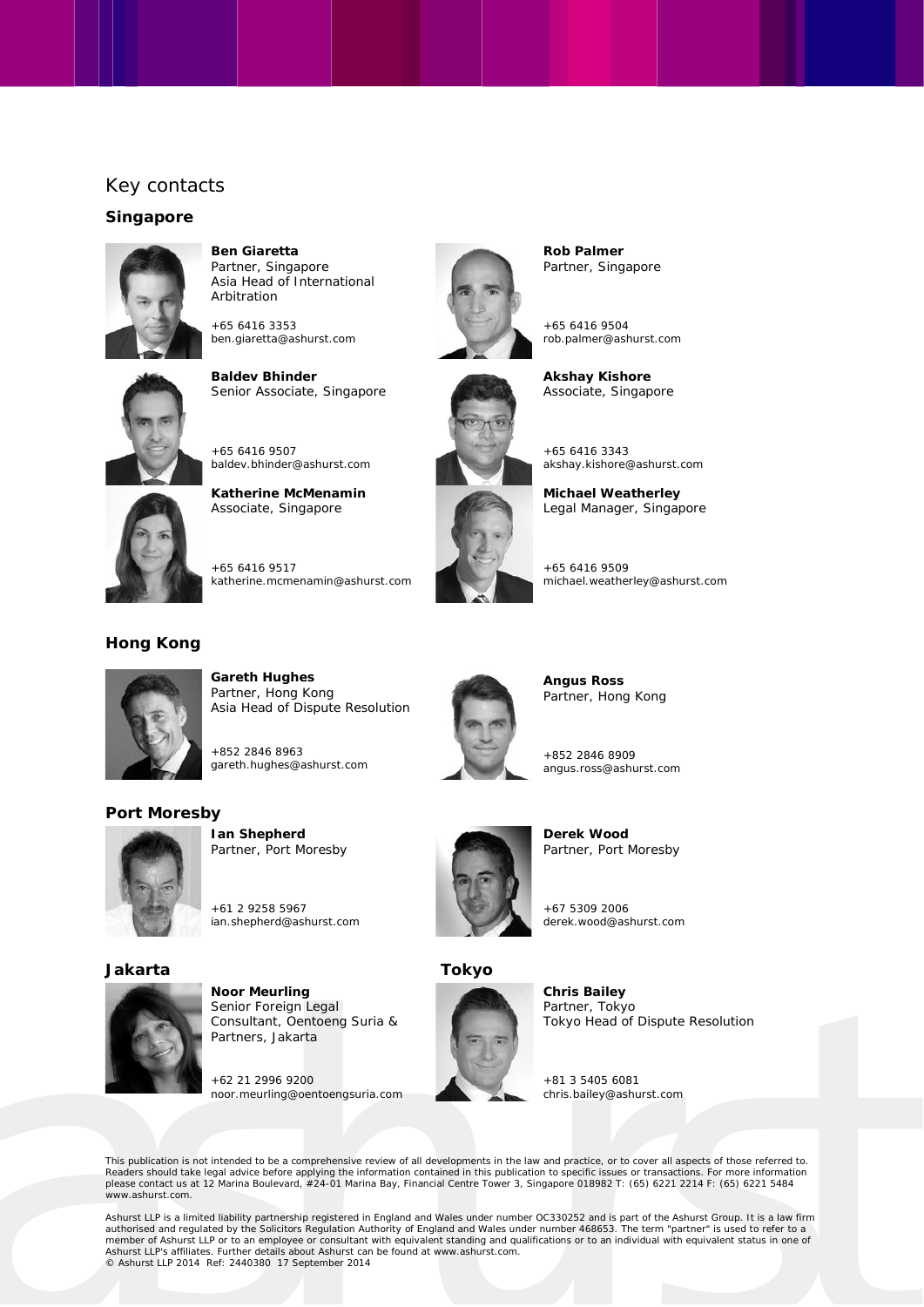# Key contacts

## Singapore

**Ben Giaretta**
Partner, Singapore
Asia Head of International Arbitration

+65 6416 3353
ben.giaretta@ashurst.com

**Rob Palmer**
Partner, Singapore

+65 6416 9504
rob.palmer@ashurst.com

**Baldev Bhinder**
Senior Associate, Singapore

+65 6416 9507
baldev.bhinder@ashurst.com

**Akshay Kishore**
Associate, Singapore

+65 6416 3343
akshay.kishore@ashurst.com

**Katherine McMenamin**
Associate, Singapore

+65 6416 9517
katherine.mcmenamin@ashurst.com

**Michael Weatherley**
Legal Manager, Singapore

+65 6416 9509
michael.weatherley@ashurst.com

## Hong Kong

**Gareth Hughes**
Partner, Hong Kong
Asia Head of Dispute Resolution

+852 2846 8963
gareth.hughes@ashurst.com

**Angus Ross**
Partner, Hong Kong

+852 2846 8909
angus.ross@ashurst.com

## Port Moresby

**Ian Shepherd**
Partner, Port Moresby

+61 2 9258 5967
ian.shepherd@ashurst.com

**Derek Wood**
Partner, Port Moresby

+67 5309 2006
derek.wood@ashurst.com

## Jakarta

**Noor Meurling**
Senior Foreign Legal Consultant, Oentoeng Suria & Partners, Jakarta

+62 21 2996 9200
noor.meurling@oentoengsuria.com

## Tokyo

**Chris Bailey**
Partner, Tokyo
Tokyo Head of Dispute Resolution

+81 3 5405 6081
chris.bailey@ashurst.com

This publication is not intended to be a comprehensive review of all developments in the law and practice, or to cover all aspects of those referred to. Readers should take legal advice before applying the information contained in this publication to specific issues or transactions. For more information please contact us at 12 Marina Boulevard, #24-01 Marina Bay, Financial Centre Tower 3, Singapore 018982 T: (65) 6221 2214 F: (65) 6221 5484 www.ashurst.com.

Ashurst LLP is a limited liability partnership registered in England and Wales under number OC330252 and is part of the Ashurst Group. It is a law firm authorised and regulated by the Solicitors Regulation Authority of England and Wales under number 468653. The term "partner" is used to refer to a member of Ashurst LLP or to an employee or consultant with equivalent standing and qualifications or to an individual with equivalent status in one of Ashurst LLP's affiliates. Further details about Ashurst can be found at www.ashurst.com.
© Ashurst LLP 2014 Ref: 2440380 17 September 2014